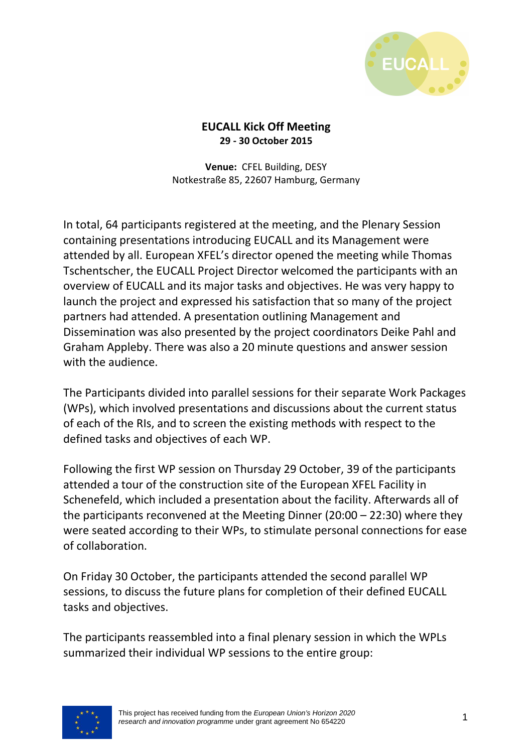# EUCALL Kick Off Meeting

**29 - 30 October 2015**

**Venue:** CFEL Building, DESY
Notkestraße 85, 22607 Hamburg, Germany

In total, 64 participants registered at the meeting, and the Plenary Session containing presentations introducing EUCALL and its Management were attended by all. European XFEL's director opened the meeting while Thomas Tschentscher, the EUCALL Project Director welcomed the participants with an overview of EUCALL and its major tasks and objectives. He was very happy to launch the project and expressed his satisfaction that so many of the project partners had attended. A presentation outlining Management and Dissemination was also presented by the project coordinators Deike Pahl and Graham Appleby. There was also a 20 minute questions and answer session with the audience.

The Participants divided into parallel sessions for their separate Work Packages (WPs), which involved presentations and discussions about the current status of each of the RIs, and to screen the existing methods with respect to the defined tasks and objectives of each WP.

Following the first WP session on Thursday 29 October, 39 of the participants attended a tour of the construction site of the European XFEL Facility in Schenefeld, which included a presentation about the facility. Afterwards all of the participants reconvened at the Meeting Dinner (20:00 – 22:30) where they were seated according to their WPs, to stimulate personal connections for ease of collaboration.

On Friday 30 October, the participants attended the second parallel WP sessions, to discuss the future plans for completion of their defined EUCALL tasks and objectives.

The participants reassembled into a final plenary session in which the WPLs summarized their individual WP sessions to the entire group:

This project has received funding from the *European Union's Horizon 2020 research and innovation programme* under grant agreement No 654220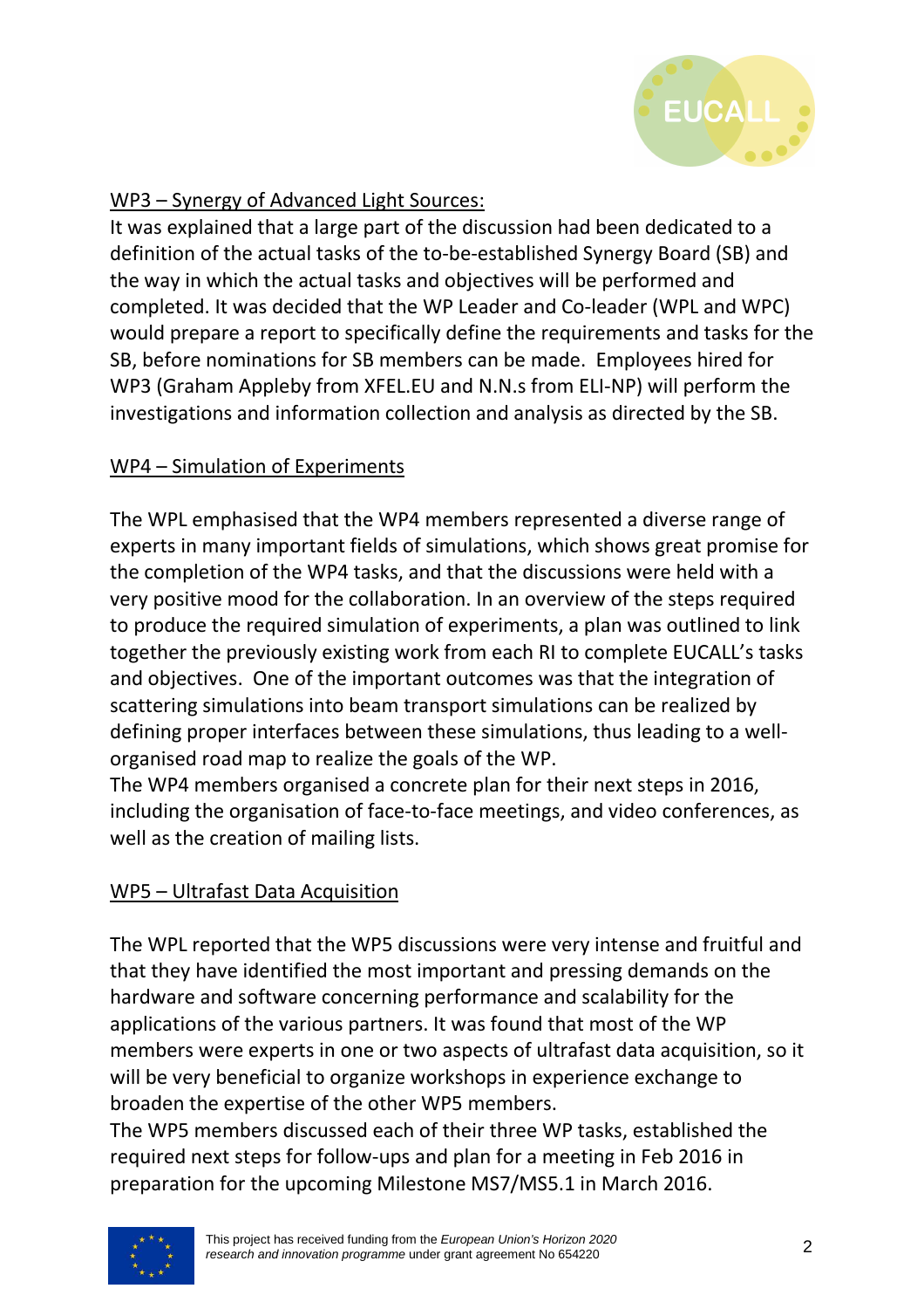WP3 – Synergy of Advanced Light Sources:

It was explained that a large part of the discussion had been dedicated to a definition of the actual tasks of the to-be-established Synergy Board (SB) and the way in which the actual tasks and objectives will be performed and completed. It was decided that the WP Leader and Co-leader (WPL and WPC) would prepare a report to specifically define the requirements and tasks for the SB, before nominations for SB members can be made. Employees hired for WP3 (Graham Appleby from XFEL.EU and N.N.s from ELI-NP) will perform the investigations and information collection and analysis as directed by the SB.

WP4 – Simulation of Experiments

The WPL emphasised that the WP4 members represented a diverse range of experts in many important fields of simulations, which shows great promise for the completion of the WP4 tasks, and that the discussions were held with a very positive mood for the collaboration. In an overview of the steps required to produce the required simulation of experiments, a plan was outlined to link together the previously existing work from each RI to complete EUCALL's tasks and objectives. One of the important outcomes was that the integration of scattering simulations into beam transport simulations can be realized by defining proper interfaces between these simulations, thus leading to a well-organised road map to realize the goals of the WP.

The WP4 members organised a concrete plan for their next steps in 2016, including the organisation of face-to-face meetings, and video conferences, as well as the creation of mailing lists.

WP5 – Ultrafast Data Acquisition

The WPL reported that the WP5 discussions were very intense and fruitful and that they have identified the most important and pressing demands on the hardware and software concerning performance and scalability for the applications of the various partners. It was found that most of the WP members were experts in one or two aspects of ultrafast data acquisition, so it will be very beneficial to organize workshops in experience exchange to broaden the expertise of the other WP5 members.

The WP5 members discussed each of their three WP tasks, established the required next steps for follow-ups and plan for a meeting in Feb 2016 in preparation for the upcoming Milestone MS7/MS5.1 in March 2016.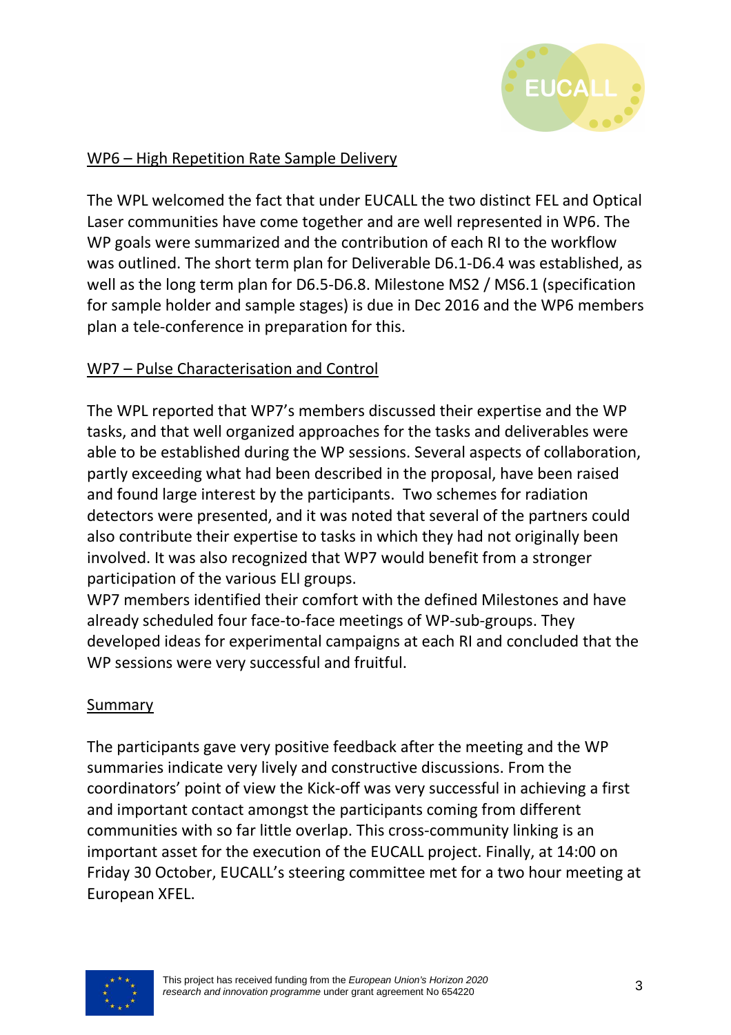WP6 – High Repetition Rate Sample Delivery

The WPL welcomed the fact that under EUCALL the two distinct FEL and Optical Laser communities have come together and are well represented in WP6. The WP goals were summarized and the contribution of each RI to the workflow was outlined. The short term plan for Deliverable D6.1-D6.4 was established, as well as the long term plan for D6.5-D6.8. Milestone MS2 / MS6.1 (specification for sample holder and sample stages) is due in Dec 2016 and the WP6 members plan a tele-conference in preparation for this.

WP7 – Pulse Characterisation and Control

The WPL reported that WP7's members discussed their expertise and the WP tasks, and that well organized approaches for the tasks and deliverables were able to be established during the WP sessions. Several aspects of collaboration, partly exceeding what had been described in the proposal, have been raised and found large interest by the participants. Two schemes for radiation detectors were presented, and it was noted that several of the partners could also contribute their expertise to tasks in which they had not originally been involved. It was also recognized that WP7 would benefit from a stronger participation of the various ELI groups.
WP7 members identified their comfort with the defined Milestones and have already scheduled four face-to-face meetings of WP-sub-groups. They developed ideas for experimental campaigns at each RI and concluded that the WP sessions were very successful and fruitful.

Summary

The participants gave very positive feedback after the meeting and the WP summaries indicate very lively and constructive discussions. From the coordinators' point of view the Kick-off was very successful in achieving a first and important contact amongst the participants coming from different communities with so far little overlap. This cross-community linking is an important asset for the execution of the EUCALL project. Finally, at 14:00 on Friday 30 October, EUCALL's steering committee met for a two hour meeting at European XFEL.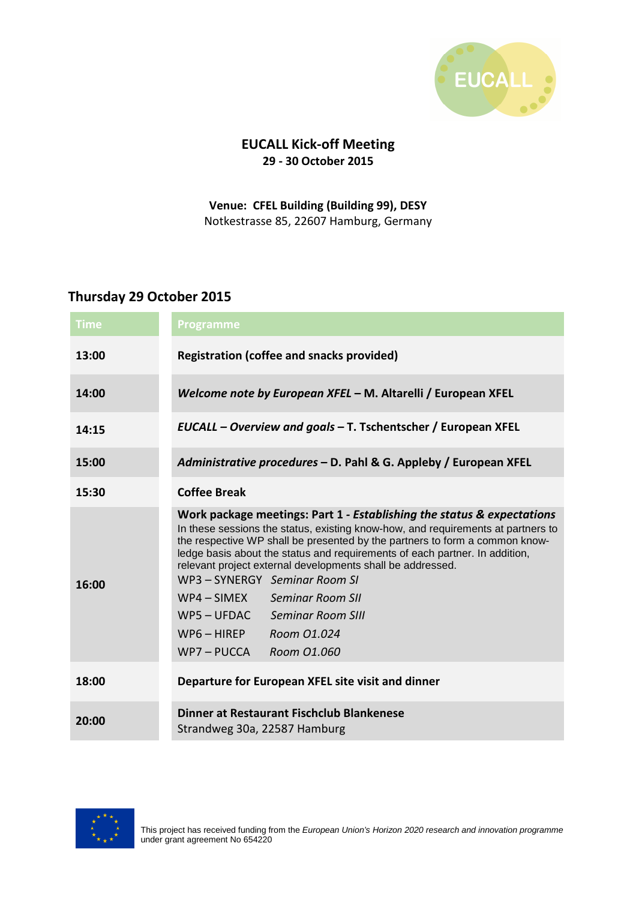**EUCALL Kick-off Meeting**
**29 - 30 October 2015**

**Venue: CFEL Building (Building 99), DESY**
Notkestrasse 85, 22607 Hamburg, Germany

## Thursday 29 October 2015

| Time | Programme |
|---|---|
| **13:00** | **Registration (coffee and snacks provided)** |
| **14:00** | ***Welcome note by European XFEL* – M. Altarelli / European XFEL** |
| **14:15** | ***EUCALL – Overview and goals* – T. Tschentscher / European XFEL** |
| **15:00** | ***Administrative procedures* – D. Pahl & G. Appleby / European XFEL** |
| **15:30** | **Coffee Break** |
| **16:00** | **Work package meetings: Part 1 - *Establishing the status & expectations*** In these sessions the status, existing know-how, and requirements at partners to the respective WP shall be presented by the partners to form a common knowledge basis about the status and requirements of each partner. In addition, relevant project external developments shall be addressed. WP3 – SYNERGY *Seminar Room SI* WP4 – SIMEX *Seminar Room SII* WP5 – UFDAC *Seminar Room SIII* WP6 – HIREP *Room O1.024* WP7 – PUCCA *Room O1.060* |
| **18:00** | **Departure for European XFEL site visit and dinner** |
| **20:00** | **Dinner at Restaurant Fischclub Blankenese** Strandweg 30a, 22587 Hamburg |

This project has received funding from the *European Union's Horizon 2020 research and innovation programme* under grant agreement No 654220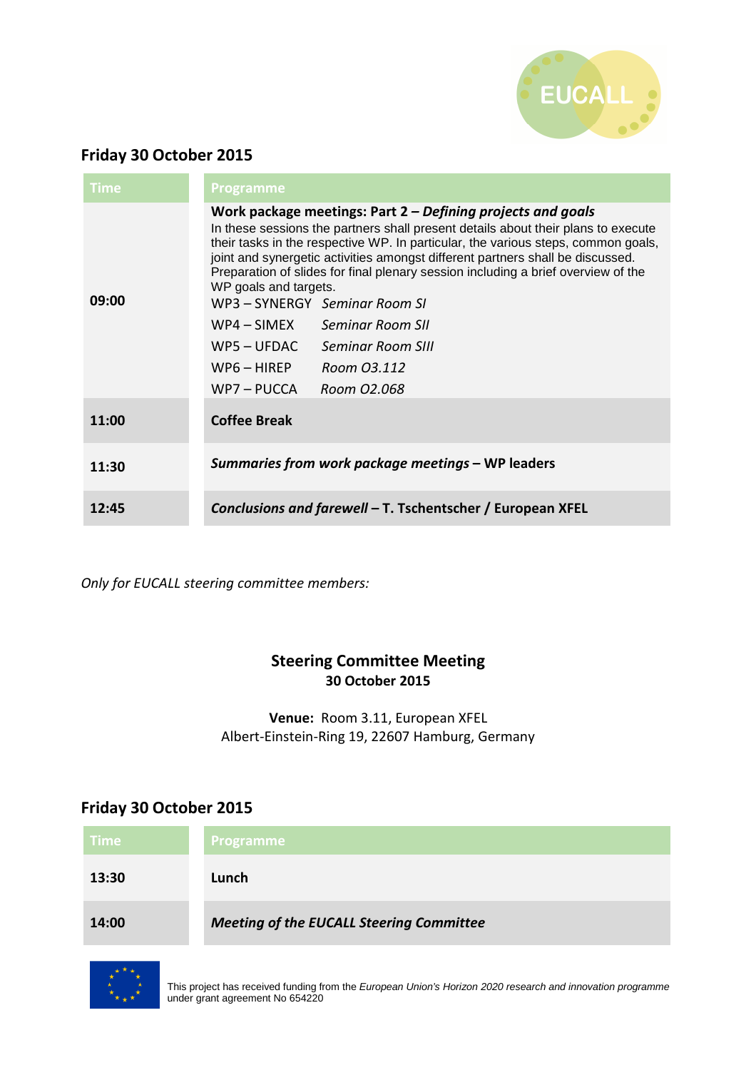## Friday 30 October 2015

| Time | Programme |
|---|---|
| **09:00** | **Work package meetings: Part 2 – *Defining projects and goals*** In these sessions the partners shall present details about their plans to execute their tasks in the respective WP. In particular, the various steps, common goals, joint and synergetic activities amongst different partners shall be discussed. Preparation of slides for final plenary session including a brief overview of the WP goals and targets. WP3 – SYNERGY *Seminar Room SI* WP4 – SIMEX *Seminar Room SII* WP5 – UFDAC *Seminar Room SIII* WP6 – HIREP *Room O3.112* WP7 – PUCCA *Room O2.068* |
| **11:00** | **Coffee Break** |
| **11:30** | ***Summaries from work package meetings* – WP leaders** |
| **12:45** | ***Conclusions and farewell* – T. Tschentscher / European XFEL** |

*Only for EUCALL steering committee members:*

**Steering Committee Meeting**
**30 October 2015**

**Venue:** Room 3.11, European XFEL
Albert-Einstein-Ring 19, 22607 Hamburg, Germany

## Friday 30 October 2015

| Time | Programme |
|---|---|
| **13:30** | **Lunch** |
| **14:00** | ***Meeting of the EUCALL Steering Committee*** |

This project has received funding from the *European Union's Horizon 2020 research and innovation programme* under grant agreement No 654220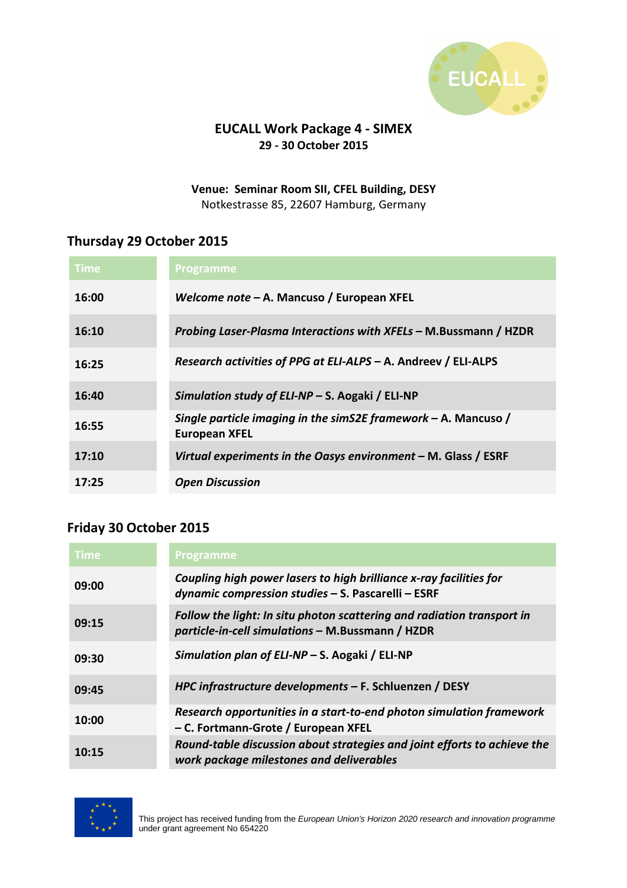# EUCALL Work Package 4 - SIMEX

**29 - 30 October 2015**

**Venue: Seminar Room SII, CFEL Building, DESY**
Notkestrasse 85, 22607 Hamburg, Germany

## Thursday 29 October 2015

| Time | Programme |
| --- | --- |
| **16:00** | ***Welcome note*** **– A. Mancuso / European XFEL** |
| **16:10** | ***Probing Laser-Plasma Interactions with XFELs*** **– M.Bussmann / HZDR** |
| **16:25** | ***Research activities of PPG at ELI-ALPS*** **– A. Andreev / ELI-ALPS** |
| **16:40** | ***Simulation study of ELI-NP*** **– S. Aogaki / ELI-NP** |
| **16:55** | ***Single particle imaging in the simS2E framework*** **– A. Mancuso / European XFEL** |
| **17:10** | ***Virtual experiments in the Oasys environment*** **– M. Glass / ESRF** |
| **17:25** | ***Open Discussion*** |

## Friday 30 October 2015

| Time | Programme |
| --- | --- |
| **09:00** | ***Coupling high power lasers to high brilliance x-ray facilities for dynamic compression studies*** **– S. Pascarelli – ESRF** |
| **09:15** | ***Follow the light: In situ photon scattering and radiation transport in particle-in-cell simulations*** **– M.Bussmann / HZDR** |
| **09:30** | ***Simulation plan of ELI-NP*** **– S. Aogaki / ELI-NP** |
| **09:45** | ***HPC infrastructure developments*** **– F. Schluenzen / DESY** |
| **10:00** | ***Research opportunities in a start-to-end photon simulation framework*** **– C. Fortmann-Grote / European XFEL** |
| **10:15** | ***Round-table discussion about strategies and joint efforts to achieve the work package milestones and deliverables*** |

This project has received funding from the *European Union's Horizon 2020 research and innovation programme* under grant agreement No 654220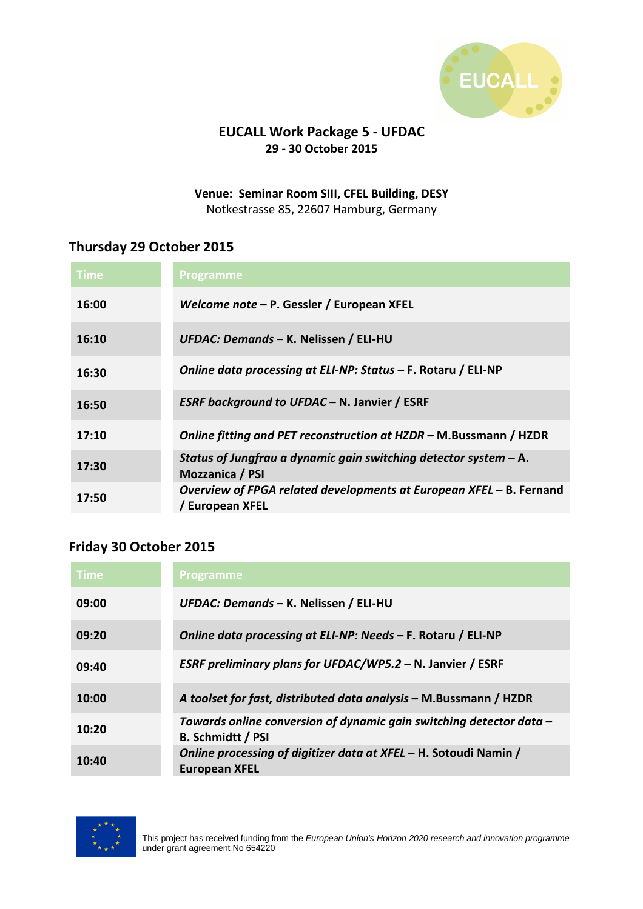EUCALL

# EUCALL Work Package 5 - UFDAC

**29 - 30 October 2015**

**Venue: Seminar Room SIII, CFEL Building, DESY**
Notkestrasse 85, 22607 Hamburg, Germany

## Thursday 29 October 2015

| Time | Programme |
|---|---|
| **16:00** | ***Welcome note*** **– P. Gessler / European XFEL** |
| **16:10** | ***UFDAC: Demands*** **– K. Nelissen / ELI-HU** |
| **16:30** | ***Online data processing at ELI-NP: Status*** **– F. Rotaru / ELI-NP** |
| **16:50** | ***ESRF background to UFDAC*** **– N. Janvier / ESRF** |
| **17:10** | ***Online fitting and PET reconstruction at HZDR*** **– M.Bussmann / HZDR** |
| **17:30** | ***Status of Jungfrau a dynamic gain switching detector system*** **– A. Mozzanica / PSI** |
| **17:50** | ***Overview of FPGA related developments at European XFEL*** **– B. Fernand / European XFEL** |

## Friday 30 October 2015

| Time | Programme |
|---|---|
| **09:00** | ***UFDAC: Demands*** **– K. Nelissen / ELI-HU** |
| **09:20** | ***Online data processing at ELI-NP: Needs*** **– F. Rotaru / ELI-NP** |
| **09:40** | ***ESRF preliminary plans for UFDAC/WP5.2*** **– N. Janvier / ESRF** |
| **10:00** | ***A toolset for fast, distributed data analysis*** **– M.Bussmann / HZDR** |
| **10:20** | ***Towards online conversion of dynamic gain switching detector data*** **– B. Schmidtt / PSI** |
| **10:40** | ***Online processing of digitizer data at XFEL*** **– H. Sotoudi Namin / European XFEL** |

This project has received funding from the *European Union's Horizon 2020 research and innovation programme* under grant agreement No 654220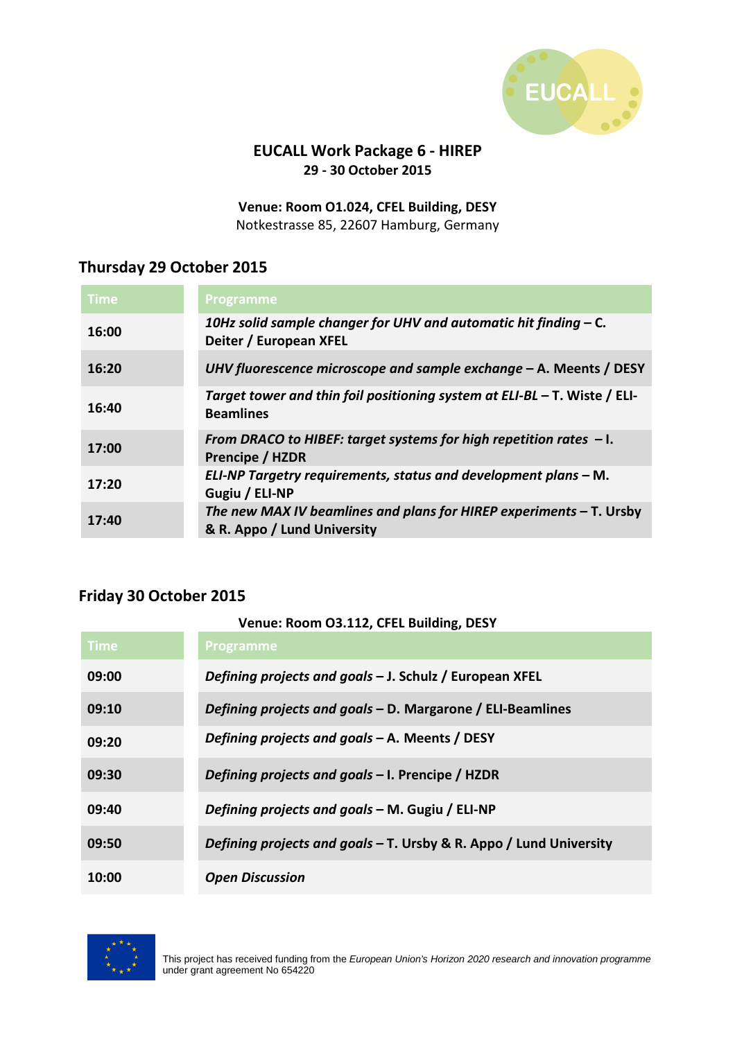EUCALL

**EUCALL Work Package 6 - HIREP**
**29 - 30 October 2015**

**Venue: Room O1.024, CFEL Building, DESY**
Notkestrasse 85, 22607 Hamburg, Germany

## Thursday 29 October 2015

| Time | Programme |
|---|---|
| **16:00** | ***10Hz solid sample changer for UHV and automatic hit finding* – C. Deiter / European XFEL** |
| **16:20** | ***UHV fluorescence microscope and sample exchange* – A. Meents / DESY** |
| **16:40** | ***Target tower and thin foil positioning system at ELI-BL* – T. Wiste / ELI-Beamlines** |
| **17:00** | ***From DRACO to HIBEF: target systems for high repetition rates* – I. Prencipe / HZDR** |
| **17:20** | ***ELI-NP Targetry requirements, status and development plans* – M. Gugiu / ELI-NP** |
| **17:40** | ***The new MAX IV beamlines and plans for HIREP experiments* – T. Ursby & R. Appo / Lund University** |

## Friday 30 October 2015

**Venue: Room O3.112, CFEL Building, DESY**

| Time | Programme |
|---|---|
| **09:00** | ***Defining projects and goals* – J. Schulz / European XFEL** |
| **09:10** | ***Defining projects and goals* – D. Margarone / ELI-Beamlines** |
| **09:20** | ***Defining projects and goals* – A. Meents / DESY** |
| **09:30** | ***Defining projects and goals* – I. Prencipe / HZDR** |
| **09:40** | ***Defining projects and goals* – M. Gugiu / ELI-NP** |
| **09:50** | ***Defining projects and goals* – T. Ursby & R. Appo / Lund University** |
| **10:00** | ***Open Discussion*** |

This project has received funding from the *European Union's Horizon 2020 research and innovation programme* under grant agreement No 654220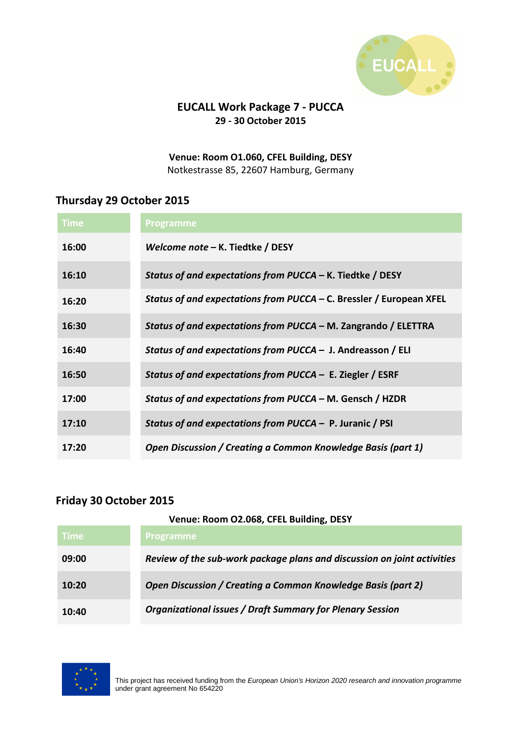EUCALL

# EUCALL Work Package 7 - PUCCA

**29 - 30 October 2015**

**Venue: Room O1.060, CFEL Building, DESY**
Notkestrasse 85, 22607 Hamburg, Germany

## Thursday 29 October 2015

| Time | Programme |
|---|---|
| **16:00** | ***Welcome note* – K. Tiedtke / DESY** |
| **16:10** | ***Status of and expectations from PUCCA* – K. Tiedtke / DESY** |
| **16:20** | ***Status of and expectations from PUCCA* – C. Bressler / European XFEL** |
| **16:30** | ***Status of and expectations from PUCCA* – M. Zangrando / ELETTRA** |
| **16:40** | ***Status of and expectations from PUCCA* – J. Andreasson / ELI** |
| **16:50** | ***Status of and expectations from PUCCA* – E. Ziegler / ESRF** |
| **17:00** | ***Status of and expectations from PUCCA* – M. Gensch / HZDR** |
| **17:10** | ***Status of and expectations from PUCCA* – P. Juranic / PSI** |
| **17:20** | ***Open Discussion / Creating a Common Knowledge Basis (part 1)*** |

## Friday 30 October 2015

**Venue: Room O2.068, CFEL Building, DESY**

| Time | Programme |
|---|---|
| **09:00** | ***Review of the sub-work package plans and discussion on joint activities*** |
| **10:20** | ***Open Discussion / Creating a Common Knowledge Basis (part 2)*** |
| **10:40** | ***Organizational issues / Draft Summary for Plenary Session*** |

This project has received funding from the *European Union's Horizon 2020 research and innovation programme* under grant agreement No 654220